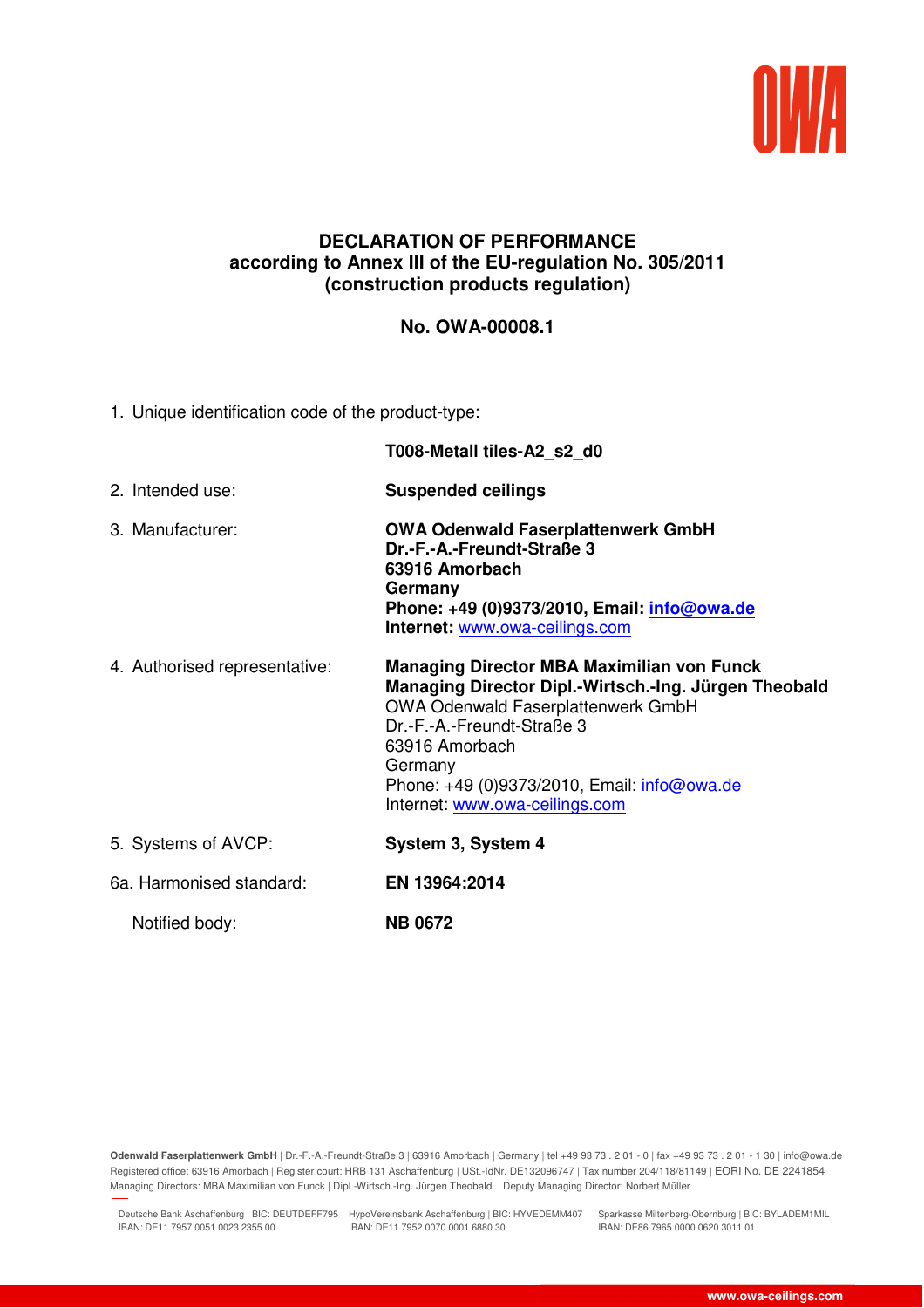# DECLARATION OF PERFORMANCE
## according to Annex III of the EU-regulation No. 305/2011 (construction products regulation)

## No. OWA-00008.1

1. Unique identification code of the product-type:

   **T008-Metall tiles-A2_s2_d0**

2. Intended use: **Suspended ceilings**

3. Manufacturer:
   **OWA Odenwald Faserplattenwerk GmbH**
   **Dr.-F.-A.-Freundt-Straße 3**
   **63916 Amorbach**
   **Germany**
   **Phone: +49 (0)9373/2010, Email: info@owa.de**
   **Internet:** www.owa-ceilings.com

4. Authorised representative:
   **Managing Director MBA Maximilian von Funck**
   **Managing Director Dipl.-Wirtsch.-Ing. Jürgen Theobald**
   OWA Odenwald Faserplattenwerk GmbH
   Dr.-F.-A.-Freundt-Straße 3
   63916 Amorbach
   Germany
   Phone: +49 (0)9373/2010, Email: info@owa.de
   Internet: www.owa-ceilings.com

5. Systems of AVCP: **System 3, System 4**

6a. Harmonised standard: **EN 13964:2014**

   Notified body: **NB 0672**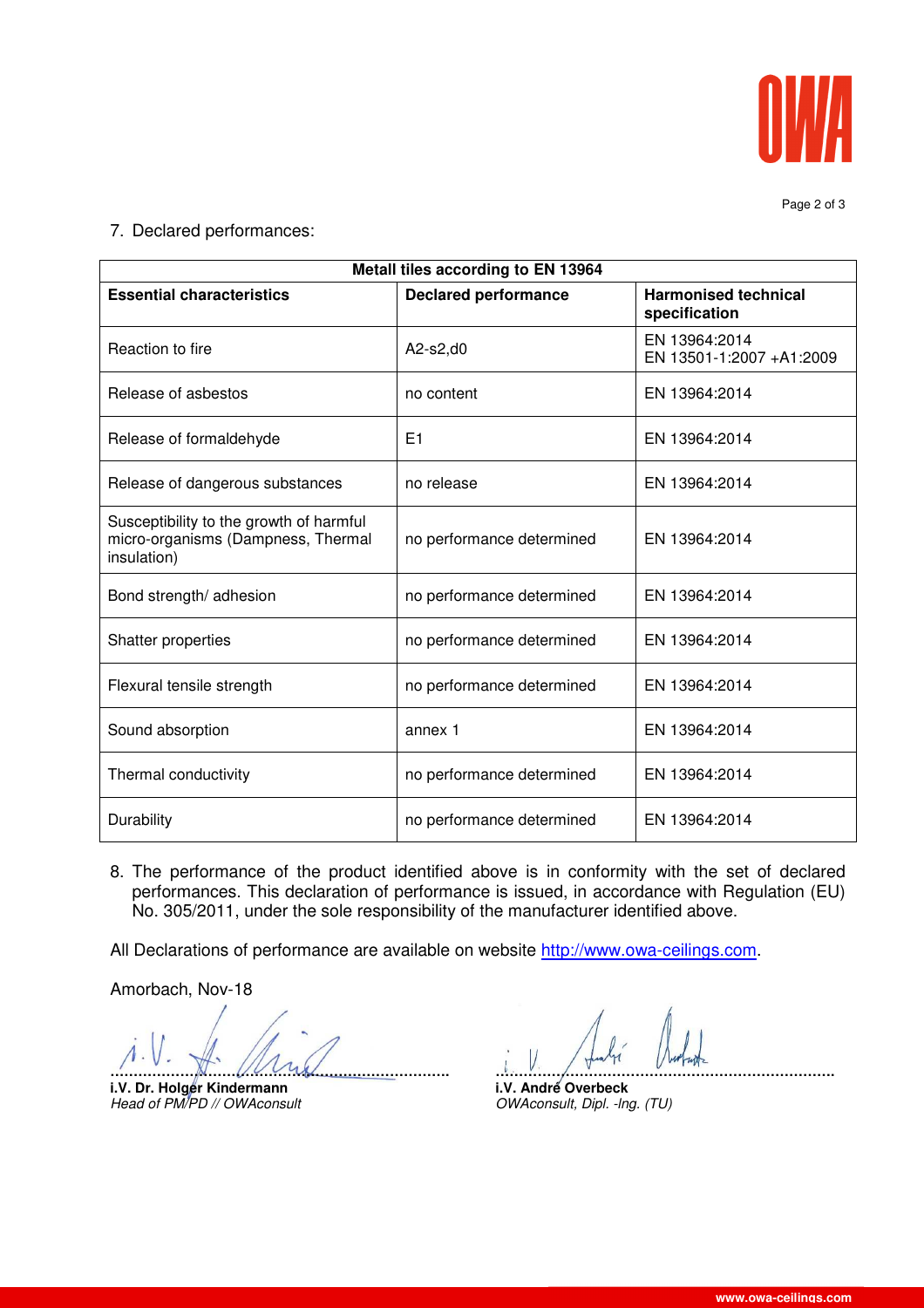7. Declared performances:

| Metall tiles according to EN 13964 | | |
|---|---|---|
| **Essential characteristics** | **Declared performance** | **Harmonised technical specification** |
| Reaction to fire | A2-s2,d0 | EN 13964:2014<br>EN 13501-1:2007 +A1:2009 |
| Release of asbestos | no content | EN 13964:2014 |
| Release of formaldehyde | E1 | EN 13964:2014 |
| Release of dangerous substances | no release | EN 13964:2014 |
| Susceptibility to the growth of harmful micro-organisms (Dampness, Thermal insulation) | no performance determined | EN 13964:2014 |
| Bond strength/ adhesion | no performance determined | EN 13964:2014 |
| Shatter properties | no performance determined | EN 13964:2014 |
| Flexural tensile strength | no performance determined | EN 13964:2014 |
| Sound absorption | annex 1 | EN 13964:2014 |
| Thermal conductivity | no performance determined | EN 13964:2014 |
| Durability | no performance determined | EN 13964:2014 |

8. The performance of the product identified above is in conformity with the set of declared performances. This declaration of performance is issued, in accordance with Regulation (EU) No. 305/2011, under the sole responsibility of the manufacturer identified above.

All Declarations of performance are available on website http://www.owa-ceilings.com.

Amorbach, Nov-18

**i.V. Dr. Holger Kindermann**
*Head of PM/PD // OWAconsult*

**i.V. André Overbeck**
*OWAconsult, Dipl. -Ing. (TU)*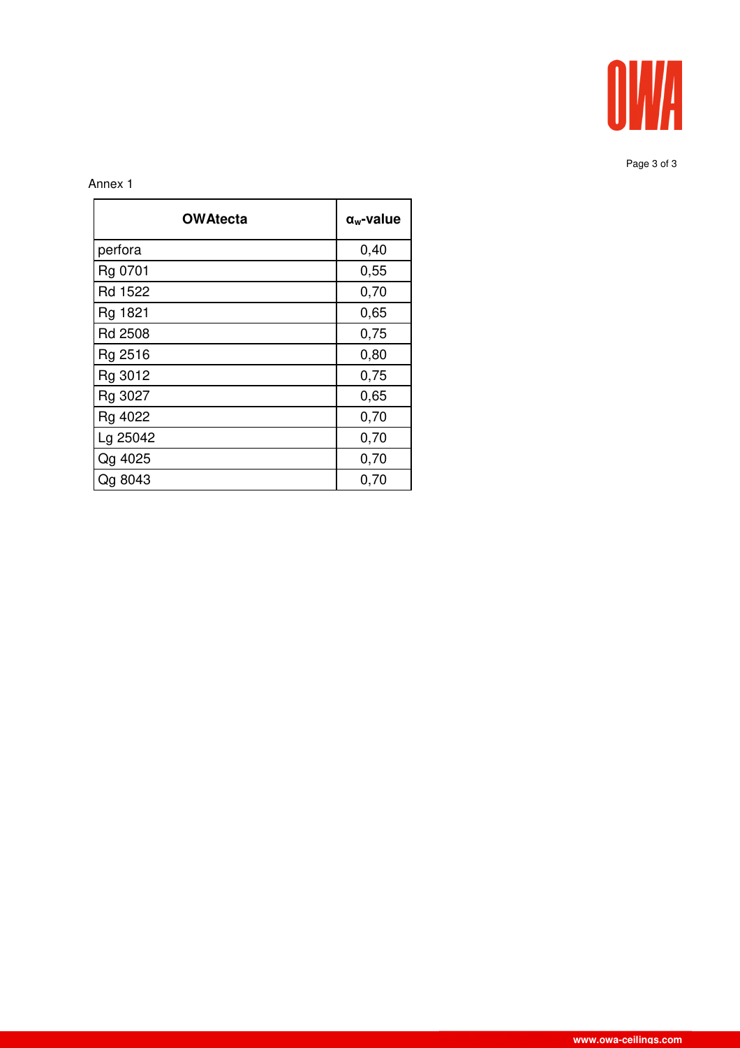Annex 1

| **OWAtecta** | **$\alpha_w$-value** |
|---|---|
| perfora | 0,40 |
| Rg 0701 | 0,55 |
| Rd 1522 | 0,70 |
| Rg 1821 | 0,65 |
| Rd 2508 | 0,75 |
| Rg 2516 | 0,80 |
| Rg 3012 | 0,75 |
| Rg 3027 | 0,65 |
| Rg 4022 | 0,70 |
| Lg 25042 | 0,70 |
| Qg 4025 | 0,70 |
| Qg 8043 | 0,70 |